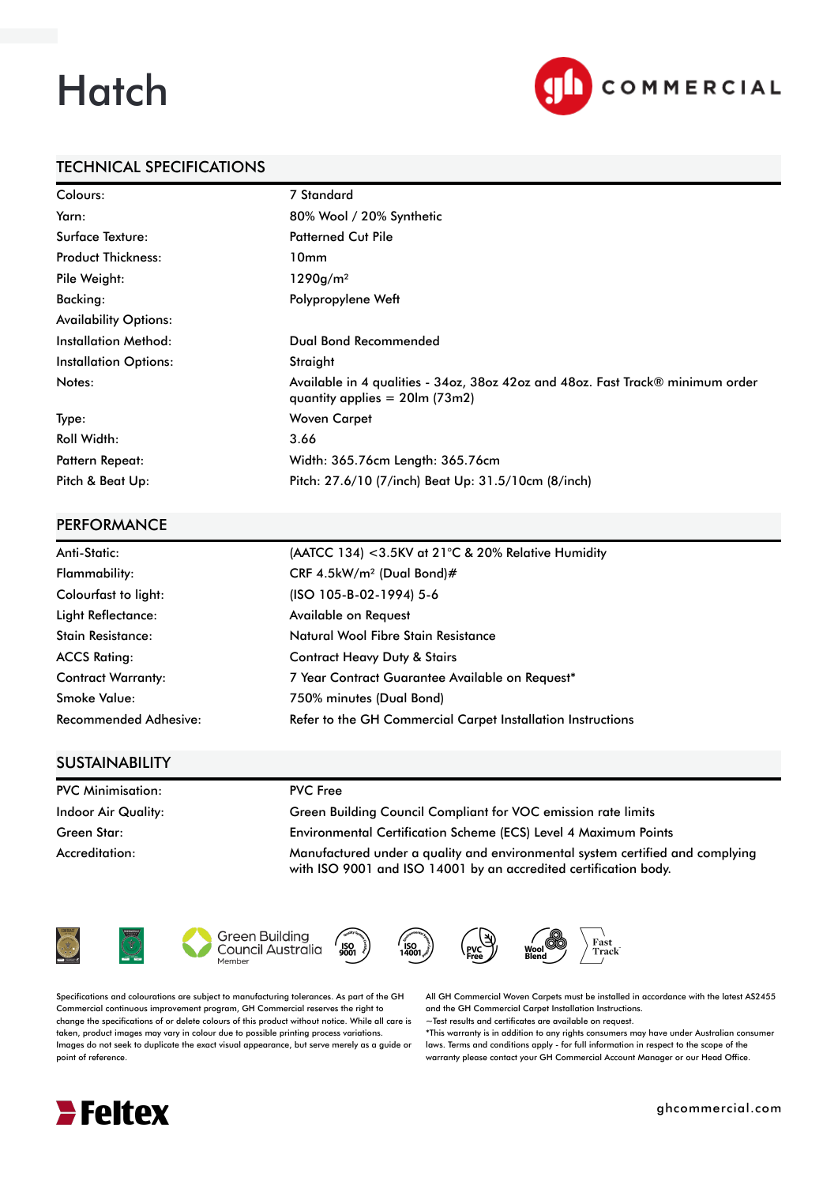# Hatch

## TECHNICAL SPECIFICATIONS

| | |
|---|---|
| Colours: | 7 Standard |
| Yarn: | 80% Wool / 20% Synthetic |
| Surface Texture: | Patterned Cut Pile |
| Product Thickness: | 10mm |
| Pile Weight: | 1290g/m² |
| Backing: | Polypropylene Weft |
| Availability Options: | |
| Installation Method: | Dual Bond Recommended |
| Installation Options: | Straight |
| Notes: | Available in 4 qualities - 34oz, 38oz 42oz and 48oz. Fast Track® minimum order quantity applies = 20lm (73m2) |
| Type: | Woven Carpet |
| Roll Width: | 3.66 |
| Pattern Repeat: | Width: 365.76cm Length: 365.76cm |
| Pitch & Beat Up: | Pitch: 27.6/10 (7/inch) Beat Up: 31.5/10cm (8/inch) |

## PERFORMANCE

| | |
|---|---|
| Anti-Static: | (AATCC 134) <3.5KV at 21°C & 20% Relative Humidity |
| Flammability: | CRF 4.5kW/m² (Dual Bond)# |
| Colourfast to light: | (ISO 105-B-02-1994) 5-6 |
| Light Reflectance: | Available on Request |
| Stain Resistance: | Natural Wool Fibre Stain Resistance |
| ACCS Rating: | Contract Heavy Duty & Stairs |
| Contract Warranty: | 7 Year Contract Guarantee Available on Request* |
| Smoke Value: | 750% minutes (Dual Bond) |
| Recommended Adhesive: | Refer to the GH Commercial Carpet Installation Instructions |

## SUSTAINABILITY

| | |
|---|---|
| PVC Minimisation: | PVC Free |
| Indoor Air Quality: | Green Building Council Compliant for VOC emission rate limits |
| Green Star: | Environmental Certification Scheme (ECS) Level 4 Maximum Points |
| Accreditation: | Manufactured under a quality and environmental system certified and complying with ISO 9001 and ISO 14001 by an accredited certification body. |

Green Building Council Australia Member

Specifications and colourations are subject to manufacturing tolerances. As part of the GH Commercial continuous improvement program, GH Commercial reserves the right to change the specifications of or delete colours of this product without notice. While all care is taken, product images may vary in colour due to possible printing process variations. Images do not seek to duplicate the exact visual appearance, but serve merely as a guide or point of reference.

All GH Commercial Woven Carpets must be installed in accordance with the latest AS2455 and the GH Commercial Carpet Installation Instructions.
~Test results and certificates are available on request.
*This warranty is in addition to any rights consumers may have under Australian consumer laws. Terms and conditions apply - for full information in respect to the scope of the warranty please contact your GH Commercial Account Manager or our Head Office.

ghcommercial.com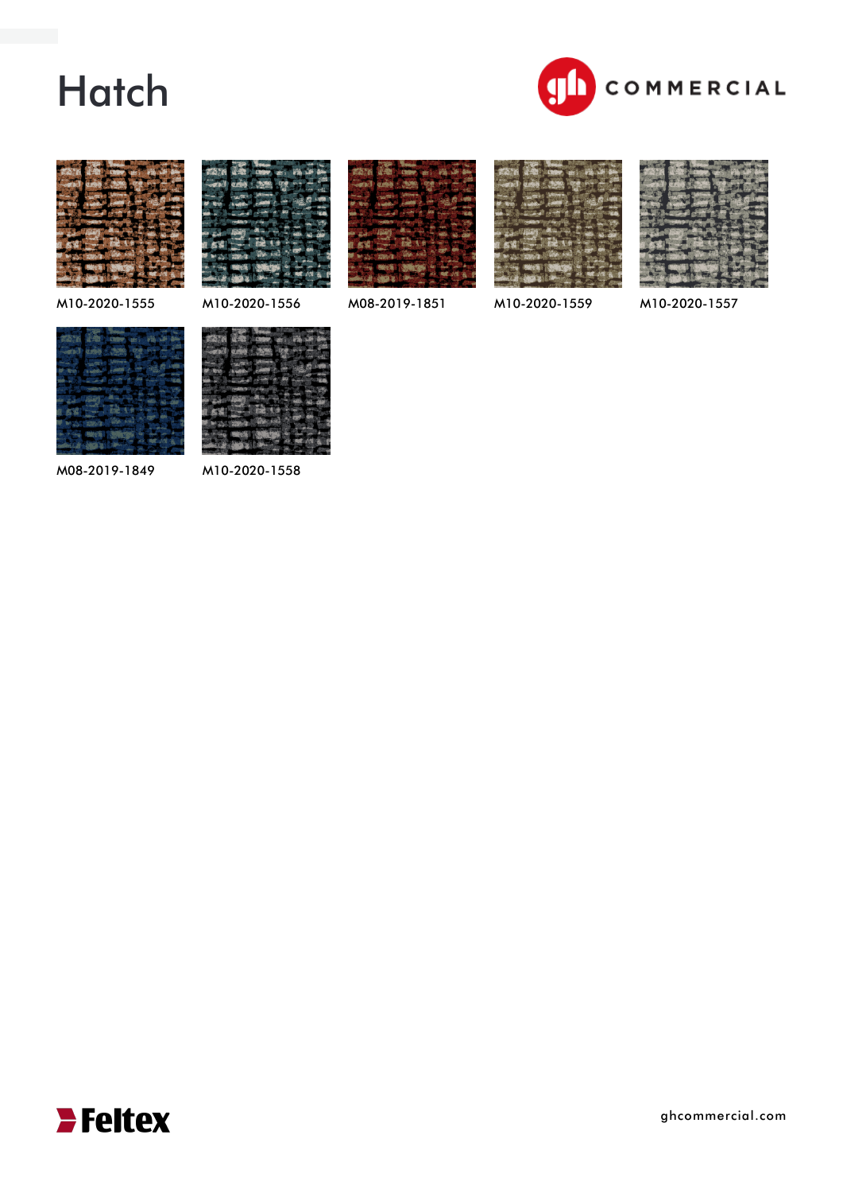# Hatch

COMMERCIAL

M10-2020-1555

M10-2020-1556

M08-2019-1851

M10-2020-1559

M10-2020-1557

M08-2019-1849

M10-2020-1558

Feltex

ghcommercial.com